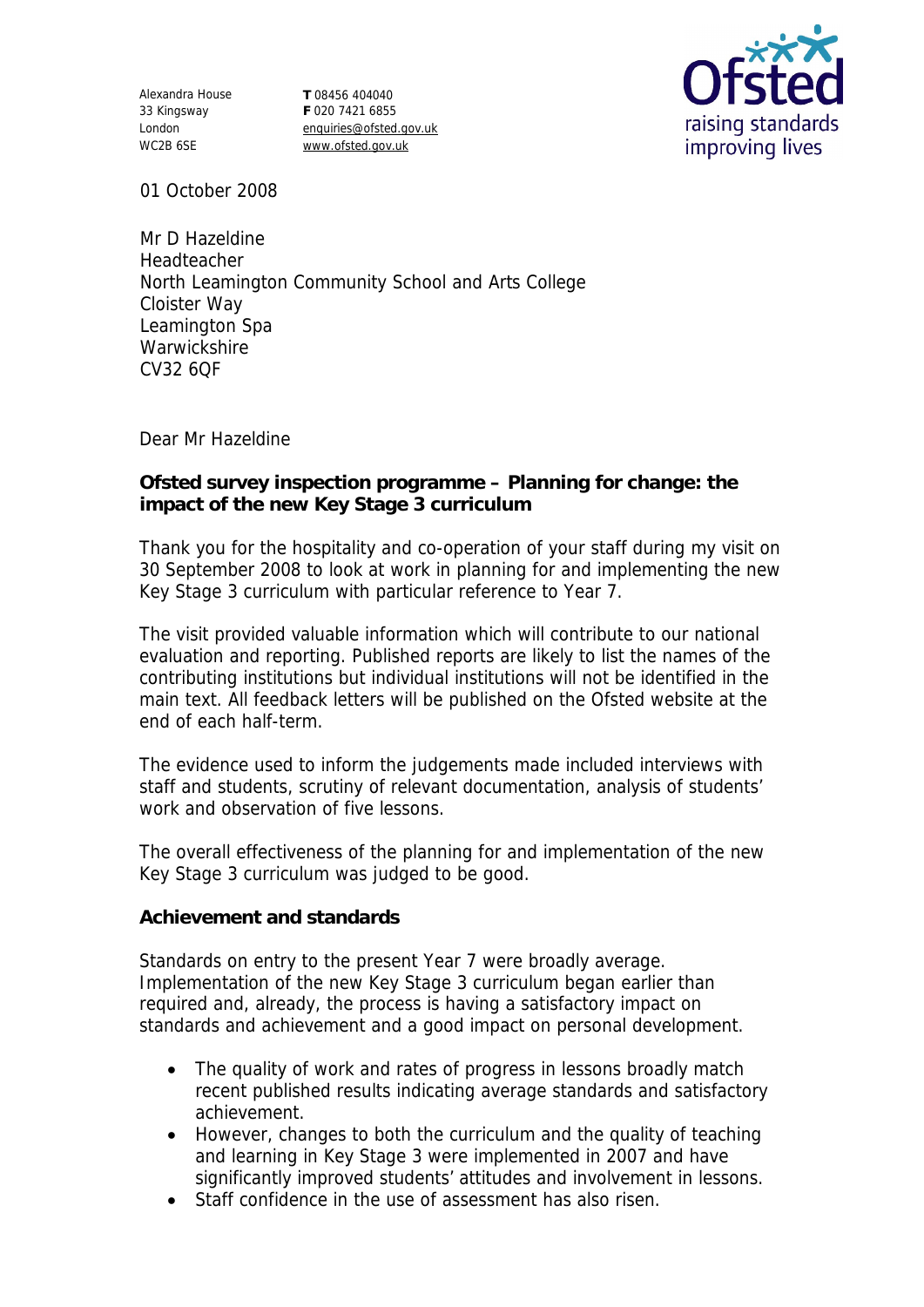Alexandra House
33 Kingsway
London
WC2B 6SE

**T** 08456 404040
**F** 020 7421 6855
enquiries@ofsted.gov.uk
www.ofsted.gov.uk

01 October 2008

Mr D Hazeldine
Headteacher
North Leamington Community School and Arts College
Cloister Way
Leamington Spa
Warwickshire
CV32 6QF

Dear Mr Hazeldine

**Ofsted survey inspection programme – Planning for change: the impact of the new Key Stage 3 curriculum**

Thank you for the hospitality and co-operation of your staff during my visit on 30 September 2008 to look at work in planning for and implementing the new Key Stage 3 curriculum with particular reference to Year 7.

The visit provided valuable information which will contribute to our national evaluation and reporting. Published reports are likely to list the names of the contributing institutions but individual institutions will not be identified in the main text. All feedback letters will be published on the Ofsted website at the end of each half-term.

The evidence used to inform the judgements made included interviews with staff and students, scrutiny of relevant documentation, analysis of students' work and observation of five lessons.

The overall effectiveness of the planning for and implementation of the new Key Stage 3 curriculum was judged to be good.

**Achievement and standards**

Standards on entry to the present Year 7 were broadly average. Implementation of the new Key Stage 3 curriculum began earlier than required and, already, the process is having a satisfactory impact on standards and achievement and a good impact on personal development.

- The quality of work and rates of progress in lessons broadly match recent published results indicating average standards and satisfactory achievement.
- However, changes to both the curriculum and the quality of teaching and learning in Key Stage 3 were implemented in 2007 and have significantly improved students' attitudes and involvement in lessons.
- Staff confidence in the use of assessment has also risen.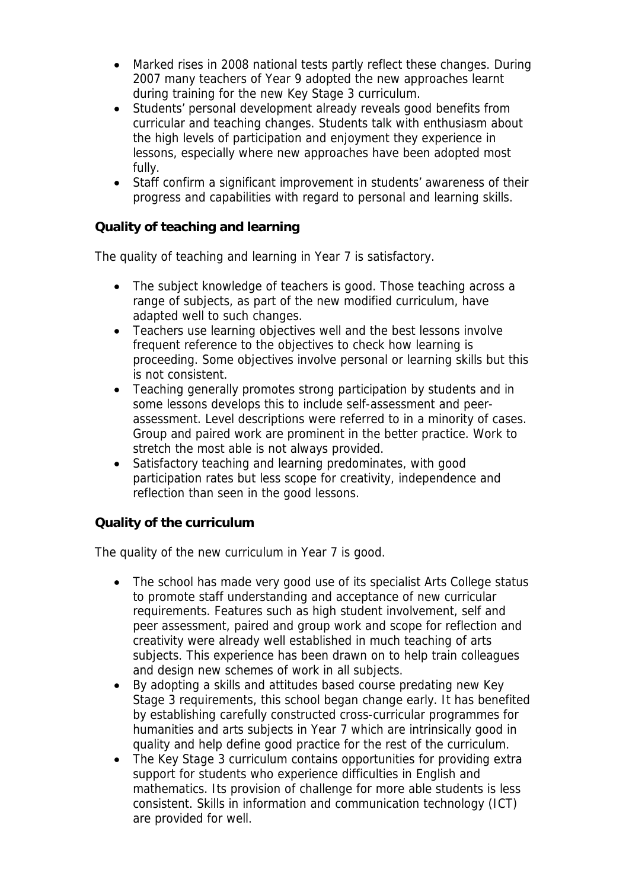- Marked rises in 2008 national tests partly reflect these changes. During 2007 many teachers of Year 9 adopted the new approaches learnt during training for the new Key Stage 3 curriculum.
- Students' personal development already reveals good benefits from curricular and teaching changes. Students talk with enthusiasm about the high levels of participation and enjoyment they experience in lessons, especially where new approaches have been adopted most fully.
- Staff confirm a significant improvement in students' awareness of their progress and capabilities with regard to personal and learning skills.

**Quality of teaching and learning**

The quality of teaching and learning in Year 7 is satisfactory.

- The subject knowledge of teachers is good. Those teaching across a range of subjects, as part of the new modified curriculum, have adapted well to such changes.
- Teachers use learning objectives well and the best lessons involve frequent reference to the objectives to check how learning is proceeding. Some objectives involve personal or learning skills but this is not consistent.
- Teaching generally promotes strong participation by students and in some lessons develops this to include self-assessment and peer-assessment. Level descriptions were referred to in a minority of cases. Group and paired work are prominent in the better practice. Work to stretch the most able is not always provided.
- Satisfactory teaching and learning predominates, with good participation rates but less scope for creativity, independence and reflection than seen in the good lessons.

**Quality of the curriculum**

The quality of the new curriculum in Year 7 is good.

- The school has made very good use of its specialist Arts College status to promote staff understanding and acceptance of new curricular requirements. Features such as high student involvement, self and peer assessment, paired and group work and scope for reflection and creativity were already well established in much teaching of arts subjects. This experience has been drawn on to help train colleagues and design new schemes of work in all subjects.
- By adopting a skills and attitudes based course predating new Key Stage 3 requirements, this school began change early. It has benefited by establishing carefully constructed cross-curricular programmes for humanities and arts subjects in Year 7 which are intrinsically good in quality and help define good practice for the rest of the curriculum.
- The Key Stage 3 curriculum contains opportunities for providing extra support for students who experience difficulties in English and mathematics. Its provision of challenge for more able students is less consistent. Skills in information and communication technology (ICT) are provided for well.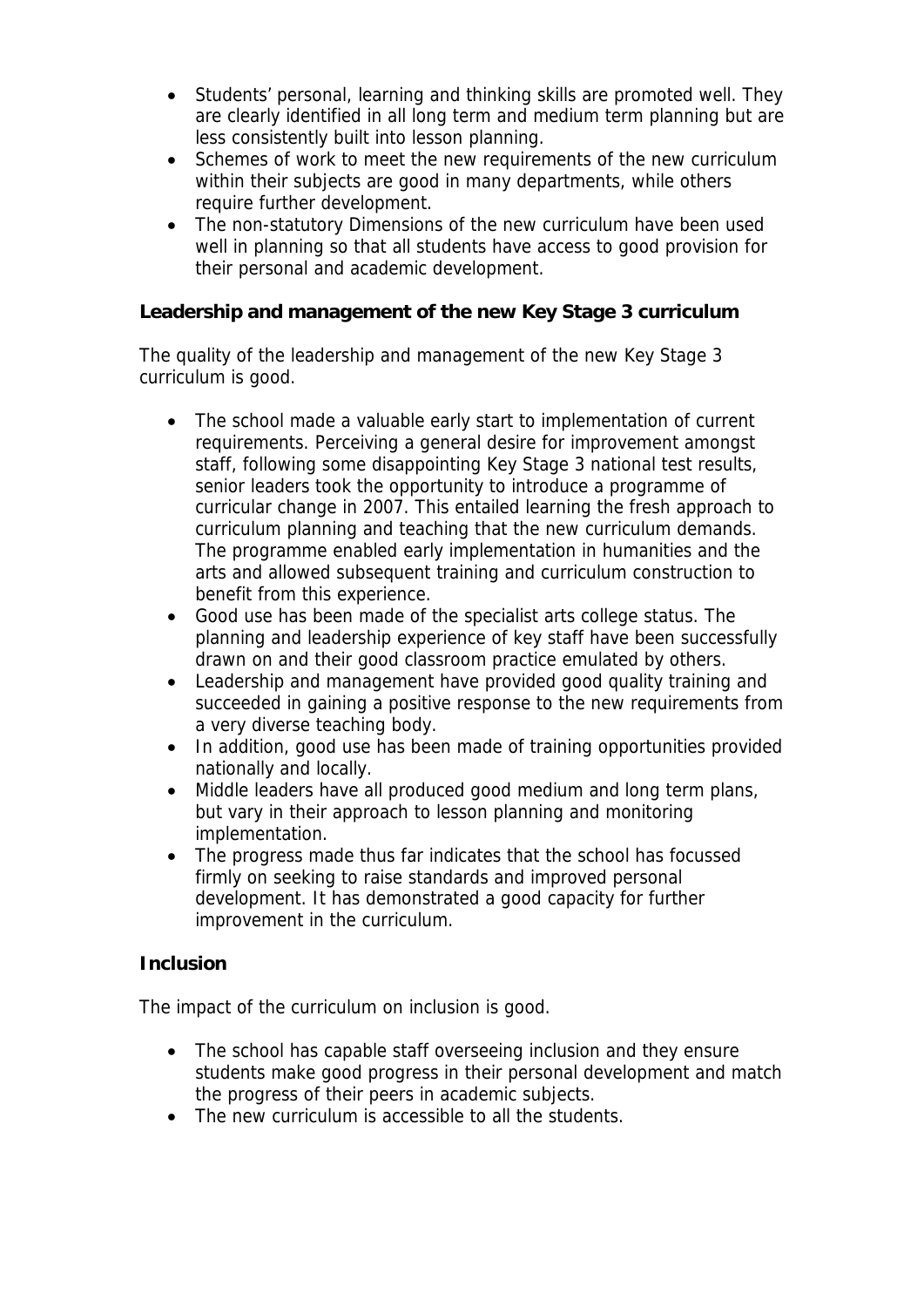- Students' personal, learning and thinking skills are promoted well. They are clearly identified in all long term and medium term planning but are less consistently built into lesson planning.
- Schemes of work to meet the new requirements of the new curriculum within their subjects are good in many departments, while others require further development.
- The non-statutory Dimensions of the new curriculum have been used well in planning so that all students have access to good provision for their personal and academic development.

**Leadership and management of the new Key Stage 3 curriculum**

The quality of the leadership and management of the new Key Stage 3 curriculum is good.

- The school made a valuable early start to implementation of current requirements. Perceiving a general desire for improvement amongst staff, following some disappointing Key Stage 3 national test results, senior leaders took the opportunity to introduce a programme of curricular change in 2007. This entailed learning the fresh approach to curriculum planning and teaching that the new curriculum demands. The programme enabled early implementation in humanities and the arts and allowed subsequent training and curriculum construction to benefit from this experience.
- Good use has been made of the specialist arts college status. The planning and leadership experience of key staff have been successfully drawn on and their good classroom practice emulated by others.
- Leadership and management have provided good quality training and succeeded in gaining a positive response to the new requirements from a very diverse teaching body.
- In addition, good use has been made of training opportunities provided nationally and locally.
- Middle leaders have all produced good medium and long term plans, but vary in their approach to lesson planning and monitoring implementation.
- The progress made thus far indicates that the school has focussed firmly on seeking to raise standards and improved personal development. It has demonstrated a good capacity for further improvement in the curriculum.

**Inclusion**

The impact of the curriculum on inclusion is good.

- The school has capable staff overseeing inclusion and they ensure students make good progress in their personal development and match the progress of their peers in academic subjects.
- The new curriculum is accessible to all the students.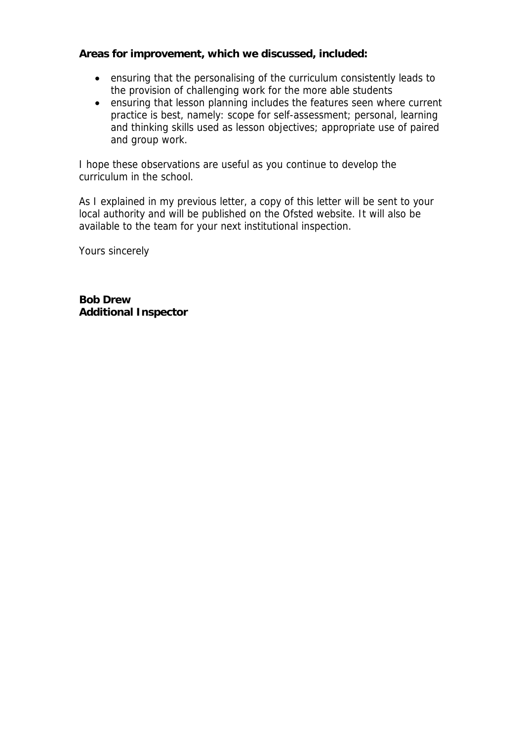**Areas for improvement, which we discussed, included:**

- ensuring that the personalising of the curriculum consistently leads to the provision of challenging work for the more able students
- ensuring that lesson planning includes the features seen where current practice is best, namely: scope for self-assessment; personal, learning and thinking skills used as lesson objectives; appropriate use of paired and group work.

I hope these observations are useful as you continue to develop the curriculum in the school.

As I explained in my previous letter, a copy of this letter will be sent to your local authority and will be published on the Ofsted website. It will also be available to the team for your next institutional inspection.

Yours sincerely

**Bob Drew**
**Additional Inspector**